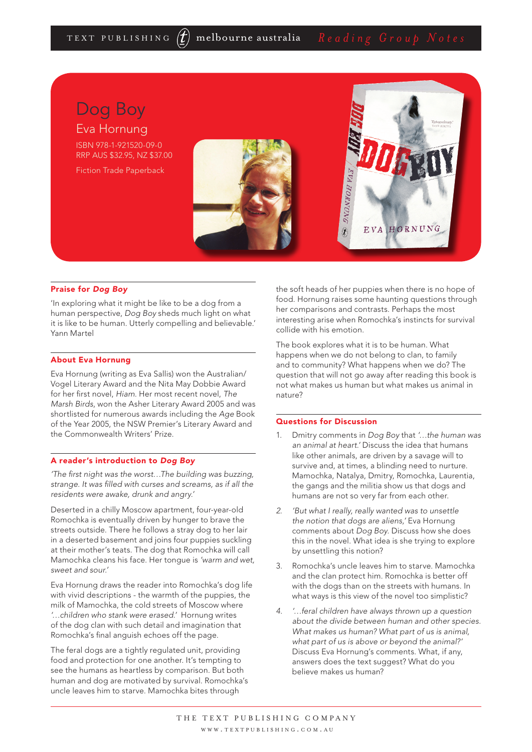# Dog Boy

## Eva Hornung

ISBN 978-1-921520-09-0
RRP AUS $32.95, NZ $37.00

Fiction Trade Paperback

### Praise for *Dog Boy*

'In exploring what it might be like to be a dog from a human perspective, *Dog Boy* sheds much light on what it is like to be human. Utterly compelling and believable.'
Yann Martel

### About Eva Hornung

Eva Hornung (writing as Eva Sallis) won the Australian/Vogel Literary Award and the Nita May Dobbie Award for her first novel, *Hiam*. Her most recent novel, *The Marsh Birds*, won the Asher Literary Award 2005 and was shortlisted for numerous awards including the *Age* Book of the Year 2005, the NSW Premier's Literary Award and the Commonwealth Writers' Prize.

### A reader's introduction to *Dog Boy*

*'The first night was the worst…The building was buzzing, strange. It was filled with curses and screams, as if all the residents were awake, drunk and angry.'*

Deserted in a chilly Moscow apartment, four-year-old Romochka is eventually driven by hunger to brave the streets outside. There he follows a stray dog to her lair in a deserted basement and joins four puppies suckling at their mother's teats. The dog that Romochka will call Mamochka cleans his face. Her tongue is *'warm and wet, sweet and sour.'*

Eva Hornung draws the reader into Romochka's dog life with vivid descriptions - the warmth of the puppies, the milk of Mamochka, the cold streets of Moscow where *'…children who stank were erased.'* Hornung writes of the dog clan with such detail and imagination that Romochka's final anguish echoes off the page.

The feral dogs are a tightly regulated unit, providing food and protection for one another. It's tempting to see the humans as heartless by comparison. But both human and dog are motivated by survival. Romochka's uncle leaves him to starve. Mamochka bites through the soft heads of her puppies when there is no hope of food. Hornung raises some haunting questions through her comparisons and contrasts. Perhaps the most interesting arise when Romochka's instincts for survival collide with his emotion.

The book explores what it is to be human. What happens when we do not belong to clan, to family and to community? What happens when we do? The question that will not go away after reading this book is not what makes us human but what makes us animal in nature?

### Questions for Discussion

1. Dmitry comments in *Dog Boy* that *'…the human was an animal at heart.'* Discuss the idea that humans like other animals, are driven by a savage will to survive and, at times, a blinding need to nurture. Mamochka, Natalya, Dmitry, Romochka, Laurentia, the gangs and the militia show us that dogs and humans are not so very far from each other.

2. *'But what I really, really wanted was to unsettle the notion that dogs are aliens,'* Eva Hornung comments about *Dog Boy*. Discuss how she does this in the novel. What idea is she trying to explore by unsettling this notion?

3. Romochka's uncle leaves him to starve. Mamochka and the clan protect him. Romochka is better off with the dogs than on the streets with humans. In what ways is this view of the novel too simplistic?

4. *'…feral children have always thrown up a question about the divide between human and other species. What makes us human? What part of us is animal, what part of us is above or beyond the animal?'* Discuss Eva Hornung's comments. What, if any, answers does the text suggest? What do you believe makes us human?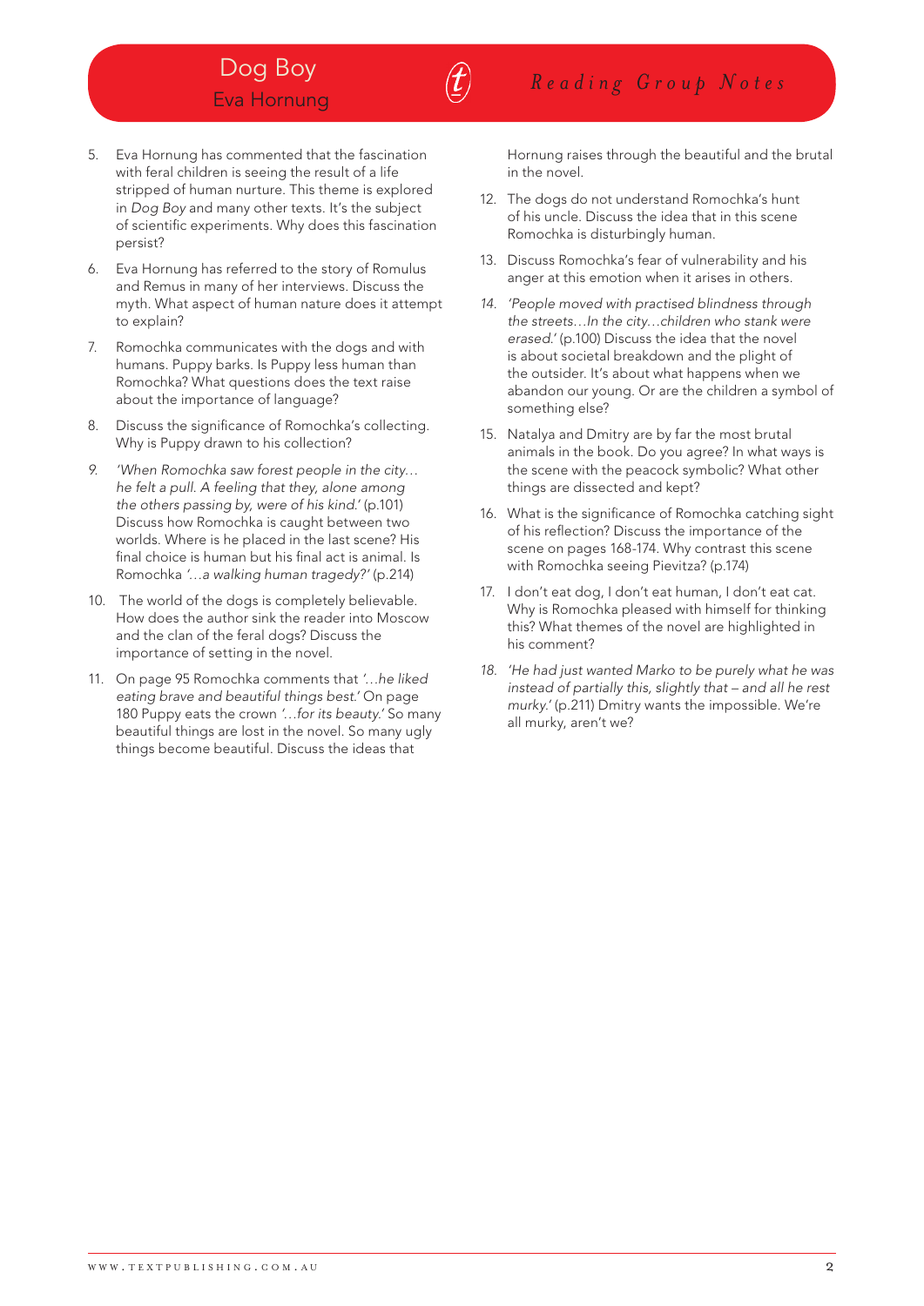5. Eva Hornung has commented that the fascination with feral children is seeing the result of a life stripped of human nurture. This theme is explored in *Dog Boy* and many other texts. It's the subject of scientific experiments. Why does this fascination persist?

6. Eva Hornung has referred to the story of Romulus and Remus in many of her interviews. Discuss the myth. What aspect of human nature does it attempt to explain?

7. Romochka communicates with the dogs and with humans. Puppy barks. Is Puppy less human than Romochka? What questions does the text raise about the importance of language?

8. Discuss the significance of Romochka's collecting. Why is Puppy drawn to his collection?

9. *'When Romochka saw forest people in the city… he felt a pull. A feeling that they, alone among the others passing by, were of his kind.'* (p.101) Discuss how Romochka is caught between two worlds. Where is he placed in the last scene? His final choice is human but his final act is animal. Is Romochka *'…a walking human tragedy?'* (p.214)

10. The world of the dogs is completely believable. How does the author sink the reader into Moscow and the clan of the feral dogs? Discuss the importance of setting in the novel.

11. On page 95 Romochka comments that *'…he liked eating brave and beautiful things best.'* On page 180 Puppy eats the crown *'…for its beauty.'* So many beautiful things are lost in the novel. So many ugly things become beautiful. Discuss the ideas that Hornung raises through the beautiful and the brutal in the novel.

12. The dogs do not understand Romochka's hunt of his uncle. Discuss the idea that in this scene Romochka is disturbingly human.

13. Discuss Romochka's fear of vulnerability and his anger at this emotion when it arises in others.

14. *'People moved with practised blindness through the streets…In the city…children who stank were erased.'* (p.100) Discuss the idea that the novel is about societal breakdown and the plight of the outsider. It's about what happens when we abandon our young. Or are the children a symbol of something else?

15. Natalya and Dmitry are by far the most brutal animals in the book. Do you agree? In what ways is the scene with the peacock symbolic? What other things are dissected and kept?

16. What is the significance of Romochka catching sight of his reflection? Discuss the importance of the scene on pages 168-174. Why contrast this scene with Romochka seeing Pievitza? (p.174)

17. I don't eat dog, I don't eat human, I don't eat cat. Why is Romochka pleased with himself for thinking this? What themes of the novel are highlighted in his comment?

18. *'He had just wanted Marko to be purely what he was instead of partially this, slightly that – and all he rest murky.'* (p.211) Dmitry wants the impossible. We're all murky, aren't we?